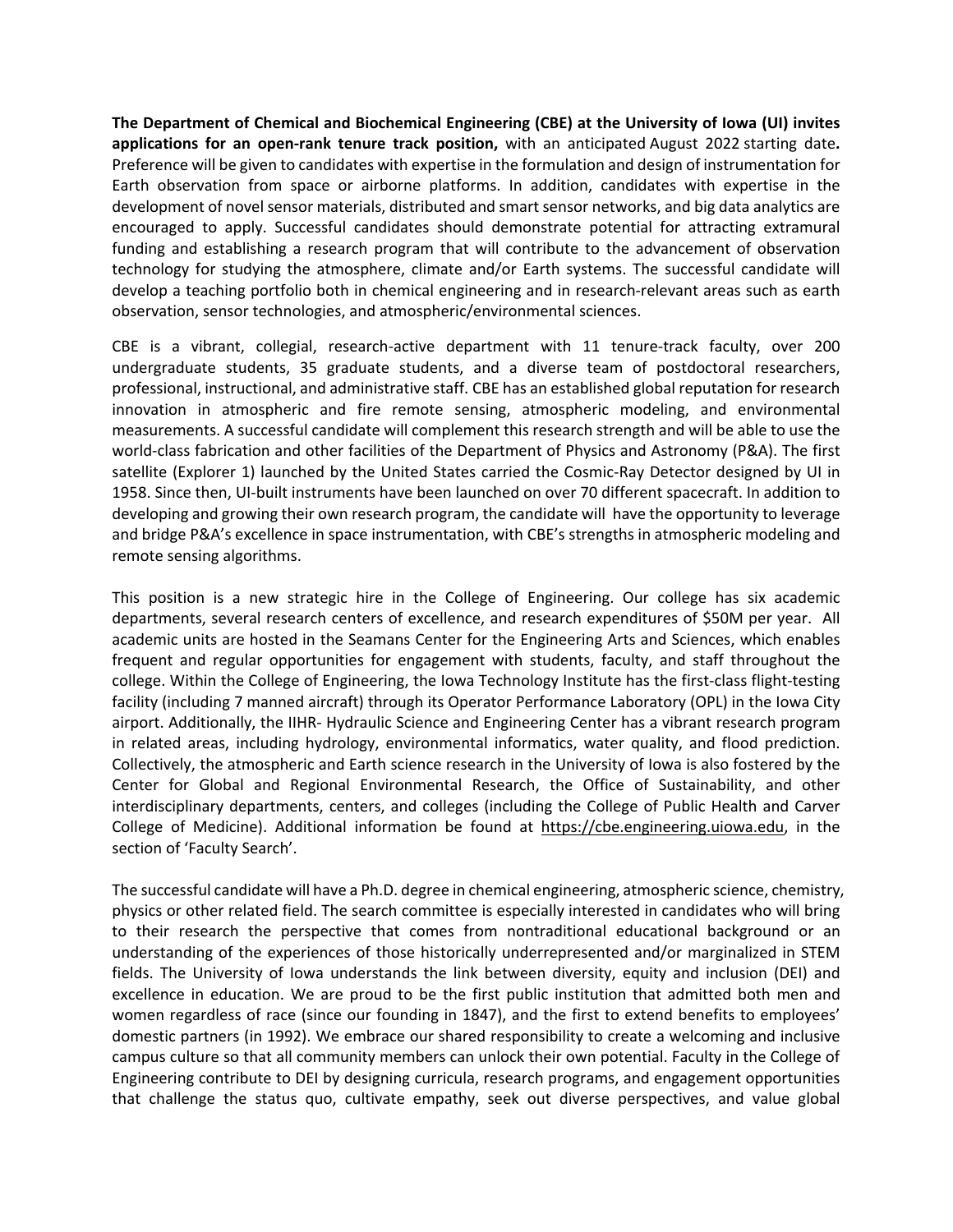**The Department of Chemical and Biochemical Engineering (CBE) at the University of Iowa (UI) invites applications for an open-rank tenure track position,** with an anticipated August 2022 starting date**.** Preference will be given to candidates with expertise in the formulation and design of instrumentation for Earth observation from space or airborne platforms. In addition, candidates with expertise in the development of novel sensor materials, distributed and smart sensor networks, and big data analytics are encouraged to apply. Successful candidates should demonstrate potential for attracting extramural funding and establishing a research program that will contribute to the advancement of observation technology for studying the atmosphere, climate and/or Earth systems. The successful candidate will develop a teaching portfolio both in chemical engineering and in research-relevant areas such as earth observation, sensor technologies, and atmospheric/environmental sciences.

CBE is a vibrant, collegial, research-active department with 11 tenure-track faculty, over 200 undergraduate students, 35 graduate students, and a diverse team of postdoctoral researchers, professional, instructional, and administrative staff. CBE has an established global reputation for research innovation in atmospheric and fire remote sensing, atmospheric modeling, and environmental measurements. A successful candidate will complement this research strength and will be able to use the world-class fabrication and other facilities of the Department of Physics and Astronomy (P&A). The first satellite (Explorer 1) launched by the United States carried the Cosmic-Ray Detector designed by UI in 1958. Since then, UI-built instruments have been launched on over 70 different spacecraft. In addition to developing and growing their own research program, the candidate will have the opportunity to leverage and bridge P&A's excellence in space instrumentation, with CBE's strengths in atmospheric modeling and remote sensing algorithms.

This position is a new strategic hire in the College of Engineering. Our college has six academic departments, several research centers of excellence, and research expenditures of $50M per year. All academic units are hosted in the Seamans Center for the Engineering Arts and Sciences, which enables frequent and regular opportunities for engagement with students, faculty, and staff throughout the college. Within the College of Engineering, the Iowa Technology Institute has the first-class flight-testing facility (including 7 manned aircraft) through its Operator Performance Laboratory (OPL) in the Iowa City airport. Additionally, the IIHR- Hydraulic Science and Engineering Center has a vibrant research program in related areas, including hydrology, environmental informatics, water quality, and flood prediction. Collectively, the atmospheric and Earth science research in the University of Iowa is also fostered by the Center for Global and Regional Environmental Research, the Office of Sustainability, and other interdisciplinary departments, centers, and colleges (including the College of Public Health and Carver College of Medicine). Additional information be found at https://cbe.engineering.uiowa.edu, in the section of 'Faculty Search'.

The successful candidate will have a Ph.D. degree in chemical engineering, atmospheric science, chemistry, physics or other related field. The search committee is especially interested in candidates who will bring to their research the perspective that comes from nontraditional educational background or an understanding of the experiences of those historically underrepresented and/or marginalized in STEM fields. The University of Iowa understands the link between diversity, equity and inclusion (DEI) and excellence in education. We are proud to be the first public institution that admitted both men and women regardless of race (since our founding in 1847), and the first to extend benefits to employees' domestic partners (in 1992). We embrace our shared responsibility to create a welcoming and inclusive campus culture so that all community members can unlock their own potential. Faculty in the College of Engineering contribute to DEI by designing curricula, research programs, and engagement opportunities that challenge the status quo, cultivate empathy, seek out diverse perspectives, and value global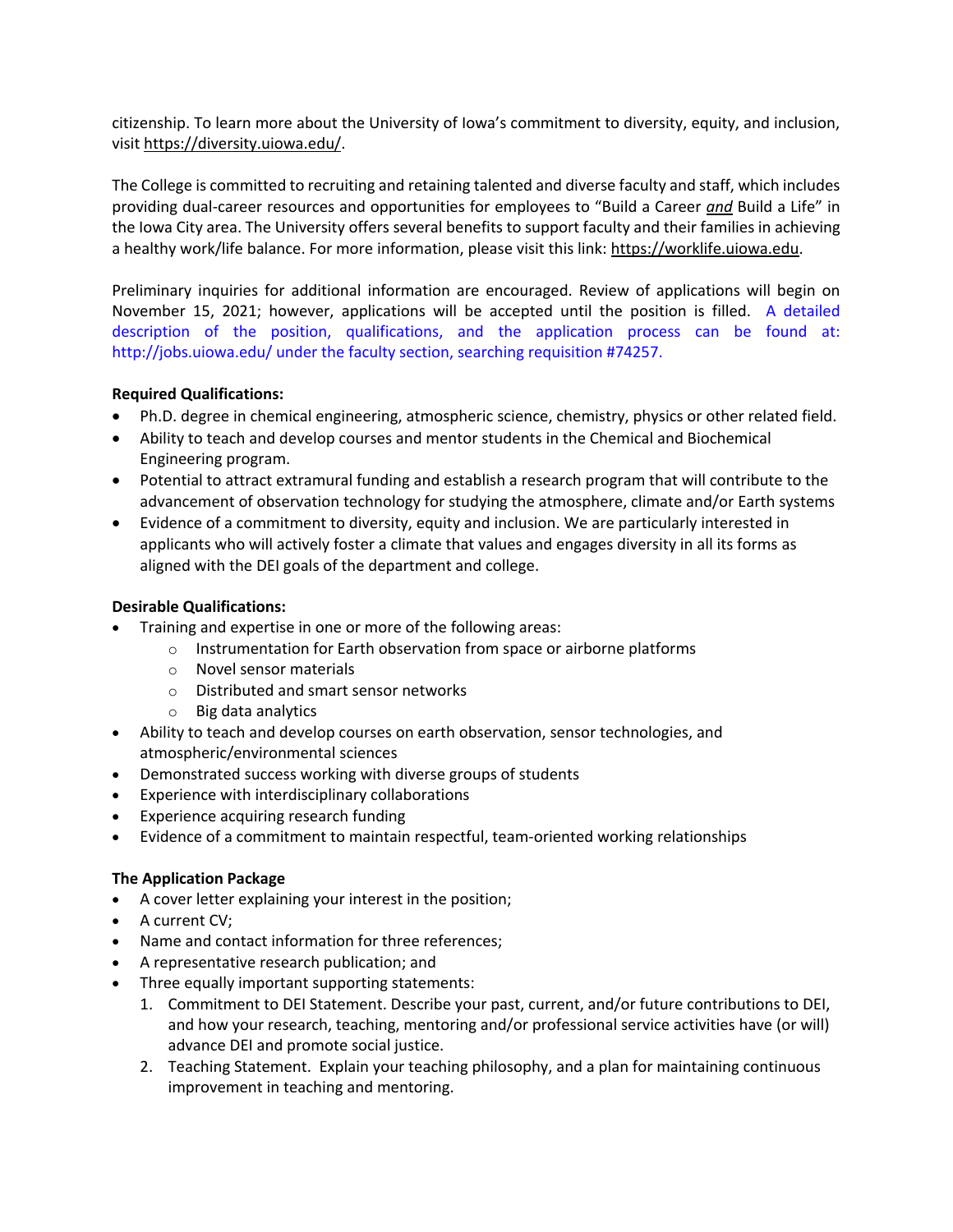citizenship. To learn more about the University of Iowa's commitment to diversity, equity, and inclusion, visit https://diversity.uiowa.edu/.

The College is committed to recruiting and retaining talented and diverse faculty and staff, which includes providing dual-career resources and opportunities for employees to "Build a Career ***and*** Build a Life" in the Iowa City area. The University offers several benefits to support faculty and their families in achieving a healthy work/life balance. For more information, please visit this link: https://worklife.uiowa.edu.

Preliminary inquiries for additional information are encouraged. Review of applications will begin on November 15, 2021; however, applications will be accepted until the position is filled. A detailed description of the position, qualifications, and the application process can be found at: http://jobs.uiowa.edu/ under the faculty section, searching requisition #74257.

**Required Qualifications:**

- Ph.D. degree in chemical engineering, atmospheric science, chemistry, physics or other related field.
- Ability to teach and develop courses and mentor students in the Chemical and Biochemical Engineering program.
- Potential to attract extramural funding and establish a research program that will contribute to the advancement of observation technology for studying the atmosphere, climate and/or Earth systems
- Evidence of a commitment to diversity, equity and inclusion. We are particularly interested in applicants who will actively foster a climate that values and engages diversity in all its forms as aligned with the DEI goals of the department and college.

**Desirable Qualifications:**

- Training and expertise in one or more of the following areas:
  - Instrumentation for Earth observation from space or airborne platforms
  - Novel sensor materials
  - Distributed and smart sensor networks
  - Big data analytics
- Ability to teach and develop courses on earth observation, sensor technologies, and atmospheric/environmental sciences
- Demonstrated success working with diverse groups of students
- Experience with interdisciplinary collaborations
- Experience acquiring research funding
- Evidence of a commitment to maintain respectful, team-oriented working relationships

**The Application Package**

- A cover letter explaining your interest in the position;
- A current CV;
- Name and contact information for three references;
- A representative research publication; and
- Three equally important supporting statements:
  1. Commitment to DEI Statement. Describe your past, current, and/or future contributions to DEI, and how your research, teaching, mentoring and/or professional service activities have (or will) advance DEI and promote social justice.
  2. Teaching Statement. Explain your teaching philosophy, and a plan for maintaining continuous improvement in teaching and mentoring.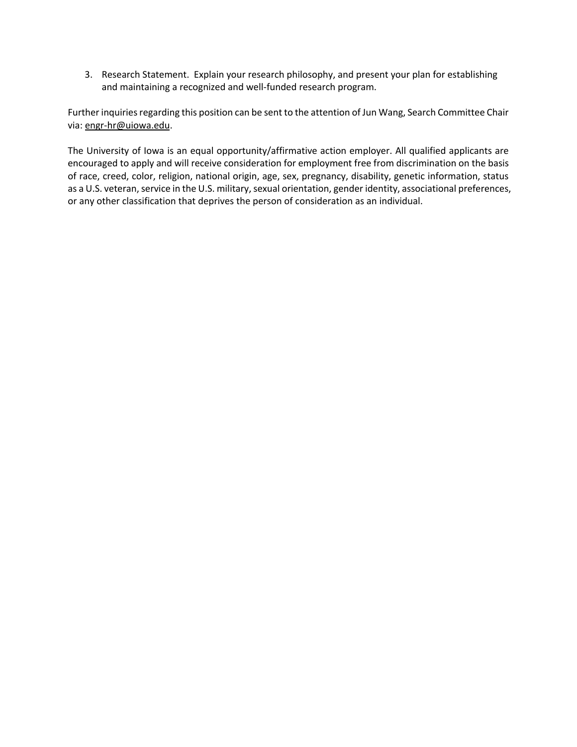3. Research Statement. Explain your research philosophy, and present your plan for establishing and maintaining a recognized and well-funded research program.

Further inquiries regarding this position can be sent to the attention of Jun Wang, Search Committee Chair via: engr-hr@uiowa.edu.

The University of Iowa is an equal opportunity/affirmative action employer. All qualified applicants are encouraged to apply and will receive consideration for employment free from discrimination on the basis of race, creed, color, religion, national origin, age, sex, pregnancy, disability, genetic information, status as a U.S. veteran, service in the U.S. military, sexual orientation, gender identity, associational preferences, or any other classification that deprives the person of consideration as an individual.